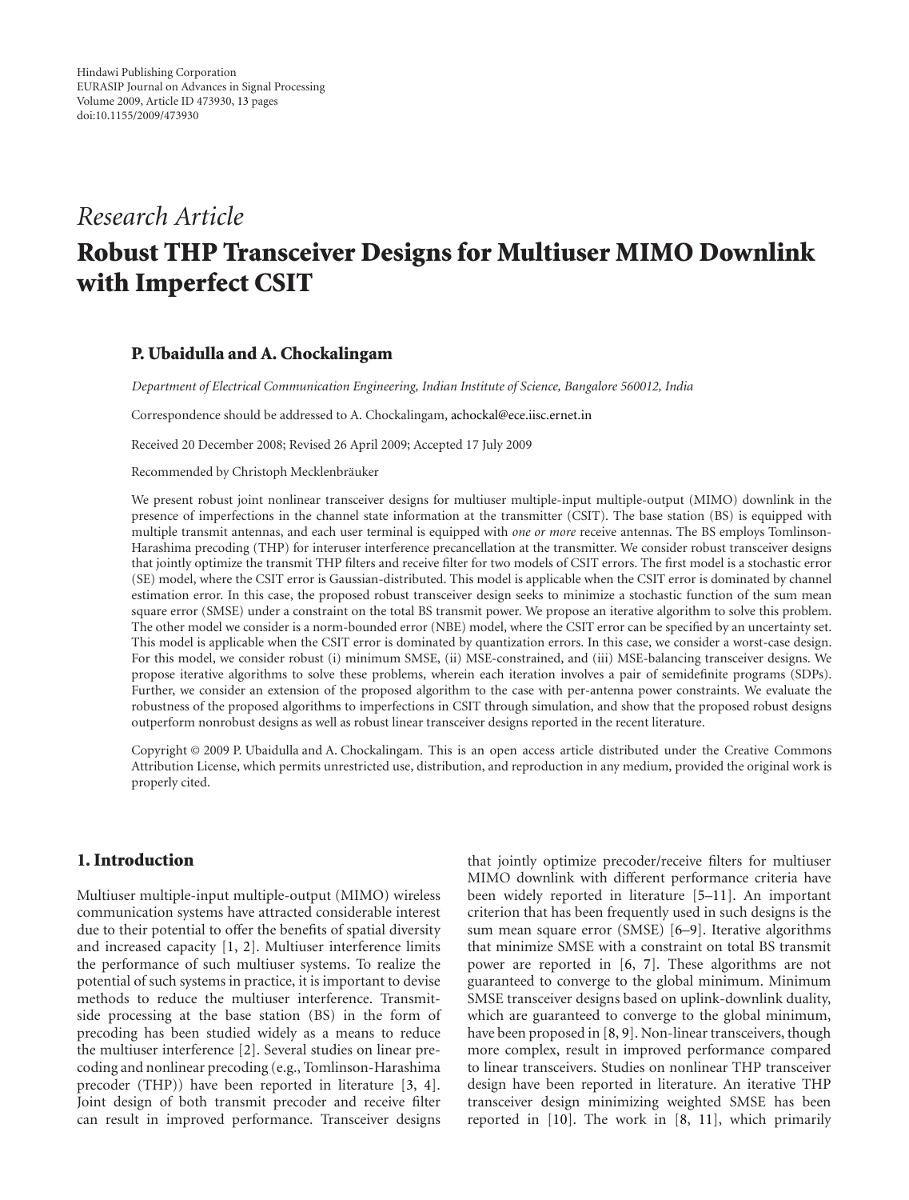Hindawi Publishing Corporation
EURASIP Journal on Advances in Signal Processing
Volume 2009, Article ID 473930, 13 pages
doi:10.1155/2009/473930

*Research Article*

# Robust THP Transceiver Designs for Multiuser MIMO Downlink with Imperfect CSIT

**P. Ubaidulla and A. Chockalingam**

*Department of Electrical Communication Engineering, Indian Institute of Science, Bangalore 560012, India*

Correspondence should be addressed to A. Chockalingam, achockal@ece.iisc.ernet.in

Received 20 December 2008; Revised 26 April 2009; Accepted 17 July 2009

Recommended by Christoph Mecklenbräuker

We present robust joint nonlinear transceiver designs for multiuser multiple-input multiple-output (MIMO) downlink in the presence of imperfections in the channel state information at the transmitter (CSIT). The base station (BS) is equipped with multiple transmit antennas, and each user terminal is equipped with *one or more* receive antennas. The BS employs Tomlinson-Harashima precoding (THP) for interuser interference precancellation at the transmitter. We consider robust transceiver designs that jointly optimize the transmit THP filters and receive filter for two models of CSIT errors. The first model is a stochastic error (SE) model, where the CSIT error is Gaussian-distributed. This model is applicable when the CSIT error is dominated by channel estimation error. In this case, the proposed robust transceiver design seeks to minimize a stochastic function of the sum mean square error (SMSE) under a constraint on the total BS transmit power. We propose an iterative algorithm to solve this problem. The other model we consider is a norm-bounded error (NBE) model, where the CSIT error can be specified by an uncertainty set. This model is applicable when the CSIT error is dominated by quantization errors. In this case, we consider a worst-case design. For this model, we consider robust (i) minimum SMSE, (ii) MSE-constrained, and (iii) MSE-balancing transceiver designs. We propose iterative algorithms to solve these problems, wherein each iteration involves a pair of semidefinite programs (SDPs). Further, we consider an extension of the proposed algorithm to the case with per-antenna power constraints. We evaluate the robustness of the proposed algorithms to imperfections in CSIT through simulation, and show that the proposed robust designs outperform nonrobust designs as well as robust linear transceiver designs reported in the recent literature.

Copyright © 2009 P. Ubaidulla and A. Chockalingam. This is an open access article distributed under the Creative Commons Attribution License, which permits unrestricted use, distribution, and reproduction in any medium, provided the original work is properly cited.

## 1. Introduction

Multiuser multiple-input multiple-output (MIMO) wireless communication systems have attracted considerable interest due to their potential to offer the benefits of spatial diversity and increased capacity [1, 2]. Multiuser interference limits the performance of such multiuser systems. To realize the potential of such systems in practice, it is important to devise methods to reduce the multiuser interference. Transmit-side processing at the base station (BS) in the form of precoding has been studied widely as a means to reduce the multiuser interference [2]. Several studies on linear precoding and nonlinear precoding (e.g., Tomlinson-Harashima precoder (THP)) have been reported in literature [3, 4]. Joint design of both transmit precoder and receive filter can result in improved performance. Transceiver designs that jointly optimize precoder/receive filters for multiuser MIMO downlink with different performance criteria have been widely reported in literature [5–11]. An important criterion that has been frequently used in such designs is the sum mean square error (SMSE) [6–9]. Iterative algorithms that minimize SMSE with a constraint on total BS transmit power are reported in [6, 7]. These algorithms are not guaranteed to converge to the global minimum. Minimum SMSE transceiver designs based on uplink-downlink duality, which are guaranteed to converge to the global minimum, have been proposed in [8, 9]. Non-linear transceivers, though more complex, result in improved performance compared to linear transceivers. Studies on nonlinear THP transceiver design have been reported in literature. An iterative THP transceiver design minimizing weighted SMSE has been reported in [10]. The work in [8, 11], which primarily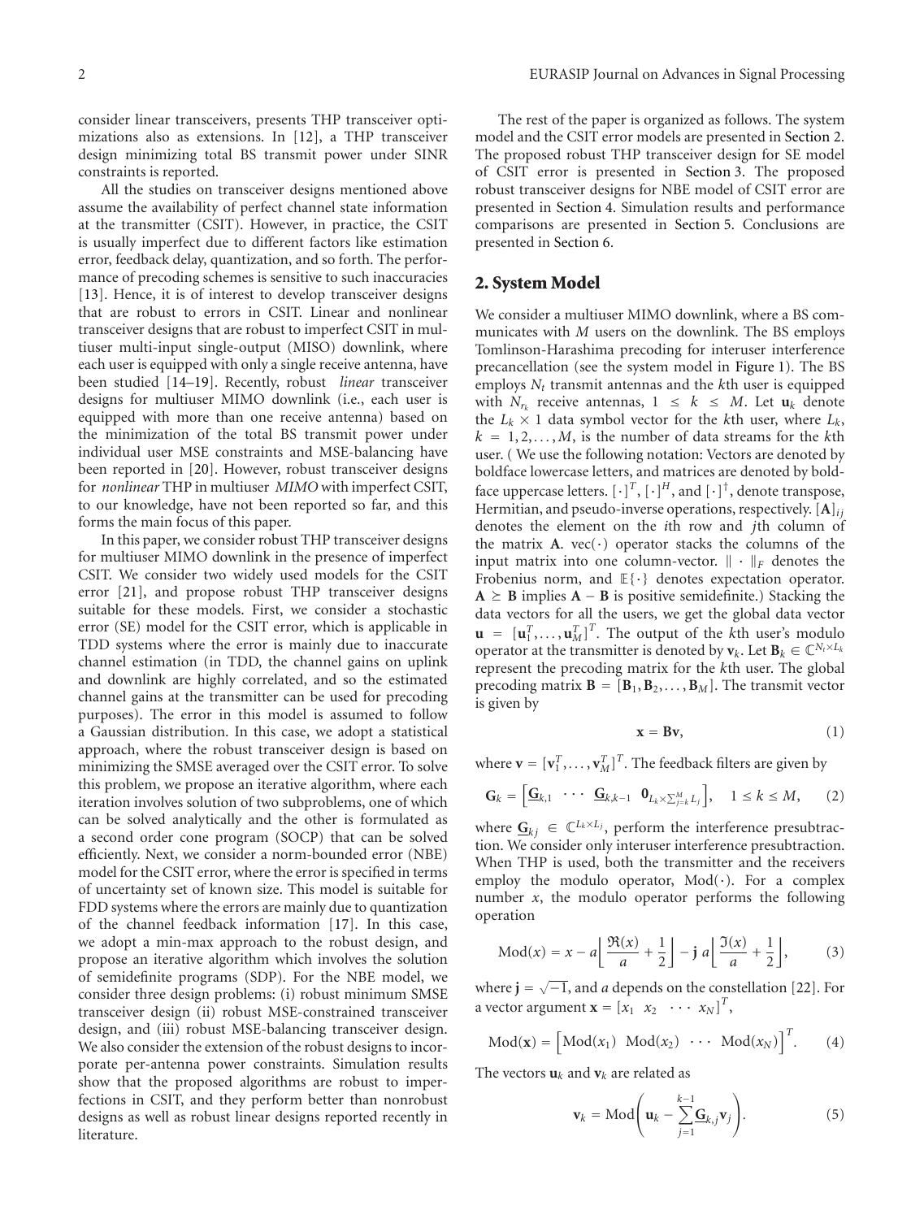consider linear transceivers, presents THP transceiver optimizations also as extensions. In [12], a THP transceiver design minimizing total BS transmit power under SINR constraints is reported.

All the studies on transceiver designs mentioned above assume the availability of perfect channel state information at the transmitter (CSIT). However, in practice, the CSIT is usually imperfect due to different factors like estimation error, feedback delay, quantization, and so forth. The performance of precoding schemes is sensitive to such inaccuracies [13]. Hence, it is of interest to develop transceiver designs that are robust to errors in CSIT. Linear and nonlinear transceiver designs that are robust to imperfect CSIT in multiuser multi-input single-output (MISO) downlink, where each user is equipped with only a single receive antenna, have been studied [14–19]. Recently, robust *linear* transceiver designs for multiuser MIMO downlink (i.e., each user is equipped with more than one receive antenna) based on the minimization of the total BS transmit power under individual user MSE constraints and MSE-balancing have been reported in [20]. However, robust transceiver designs for *nonlinear* THP in multiuser *MIMO* with imperfect CSIT, to our knowledge, have not been reported so far, and this forms the main focus of this paper.

In this paper, we consider robust THP transceiver designs for multiuser MIMO downlink in the presence of imperfect CSIT. We consider two widely used models for the CSIT error [21], and propose robust THP transceiver designs suitable for these models. First, we consider a stochastic error (SE) model for the CSIT error, which is applicable in TDD systems where the error is mainly due to inaccurate channel estimation (in TDD, the channel gains on uplink and downlink are highly correlated, and so the estimated channel gains at the transmitter can be used for precoding purposes). The error in this model is assumed to follow a Gaussian distribution. In this case, we adopt a statistical approach, where the robust transceiver design is based on minimizing the SMSE averaged over the CSIT error. To solve this problem, we propose an iterative algorithm, where each iteration involves solution of two subproblems, one of which can be solved analytically and the other is formulated as a second order cone program (SOCP) that can be solved efficiently. Next, we consider a norm-bounded error (NBE) model for the CSIT error, where the error is specified in terms of uncertainty set of known size. This model is suitable for FDD systems where the errors are mainly due to quantization of the channel feedback information [17]. In this case, we adopt a min-max approach to the robust design, and propose an iterative algorithm which involves the solution of semidefinite programs (SDP). For the NBE model, we consider three design problems: (i) robust minimum SMSE transceiver design (ii) robust MSE-constrained transceiver design, and (iii) robust MSE-balancing transceiver design. We also consider the extension of the robust designs to incorporate per-antenna power constraints. Simulation results show that the proposed algorithms are robust to imperfections in CSIT, and they perform better than nonrobust designs as well as robust linear designs reported recently in literature.

The rest of the paper is organized as follows. The system model and the CSIT error models are presented in Section 2. The proposed robust THP transceiver design for SE model of CSIT error is presented in Section 3. The proposed robust transceiver designs for NBE model of CSIT error are presented in Section 4. Simulation results and performance comparisons are presented in Section 5. Conclusions are presented in Section 6.

## 2. System Model

We consider a multiuser MIMO downlink, where a BS communicates with $M$ users on the downlink. The BS employs Tomlinson-Harashima precoding for interuser interference precancellation (see the system model in Figure 1). The BS employs $N_t$ transmit antennas and the $k$th user is equipped with $N_{r_k}$ receive antennas, $1 \leq k \leq M$. Let $\mathbf{u}_k$ denote the $L_k \times 1$ data symbol vector for the $k$th user, where $L_k$, $k = 1, 2, \ldots, M$, is the number of data streams for the $k$th user. ( We use the following notation: Vectors are denoted by boldface lowercase letters, and matrices are denoted by boldface uppercase letters. $[\cdot]^T$, $[\cdot]^H$, and $[\cdot]^\dagger$, denote transpose, Hermitian, and pseudo-inverse operations, respectively. $[\mathbf{A}]_{ij}$ denotes the element on the $i$th row and $j$th column of the matrix $\mathbf{A}$. $\text{vec}(\cdot)$ operator stacks the columns of the input matrix into one column-vector. $\|\cdot\|_F$ denotes the Frobenius norm, and $\mathbb{E}\{\cdot\}$ denotes expectation operator. $\mathbf{A} \succeq \mathbf{B}$ implies $\mathbf{A} - \mathbf{B}$ is positive semidefinite.) Stacking the data vectors for all the users, we get the global data vector $\mathbf{u} = [\mathbf{u}_1^T, \ldots, \mathbf{u}_M^T]^T$. The output of the $k$th user's modulo operator at the transmitter is denoted by $\mathbf{v}_k$. Let $\mathbf{B}_k \in \mathbb{C}^{N_t \times L_k}$ represent the precoding matrix for the $k$th user. The global precoding matrix $\mathbf{B} = [\mathbf{B}_1, \mathbf{B}_2, \ldots, \mathbf{B}_M]$. The transmit vector is given by

$$\mathbf{x} = \mathbf{B}\mathbf{v}, \tag{1}$$

where $\mathbf{v} = [\mathbf{v}_1^T, \ldots, \mathbf{v}_M^T]^T$. The feedback filters are given by

$$\mathbf{G}_k = \begin{bmatrix} \underline{\mathbf{G}}_{k,1} & \cdots & \underline{\mathbf{G}}_{k,k-1} & \mathbf{0}_{L_k \times \sum_{j=k}^{M} L_j} \end{bmatrix}, \quad 1 \leq k \leq M, \tag{2}$$

where $\underline{\mathbf{G}}_{kj} \in \mathbb{C}^{L_k \times L_j}$, perform the interference presubtraction. We consider only interuser interference presubtraction. When THP is used, both the transmitter and the receivers employ the modulo operator, $\text{Mod}(\cdot)$. For a complex number $x$, the modulo operator performs the following operation

$$\text{Mod}(x) = x - a\left\lfloor \frac{\Re(x)}{a} + \frac{1}{2} \right\rfloor - \mathbf{j}\, a\left\lfloor \frac{\Im(x)}{a} + \frac{1}{2} \right\rfloor, \tag{3}$$

where $\mathbf{j} = \sqrt{-1}$, and $a$ depends on the constellation [22]. For a vector argument $\mathbf{x} = [x_1 \;\; x_2 \;\; \cdots \;\; x_N]^T$,

$$\text{Mod}(\mathbf{x}) = \begin{bmatrix} \text{Mod}(x_1) & \text{Mod}(x_2) & \cdots & \text{Mod}(x_N) \end{bmatrix}^T. \tag{4}$$

The vectors $\mathbf{u}_k$ and $\mathbf{v}_k$ are related as

$$\mathbf{v}_k = \text{Mod}\left( \mathbf{u}_k - \sum_{j=1}^{k-1} \underline{\mathbf{G}}_{k,j} \mathbf{v}_j \right). \tag{5}$$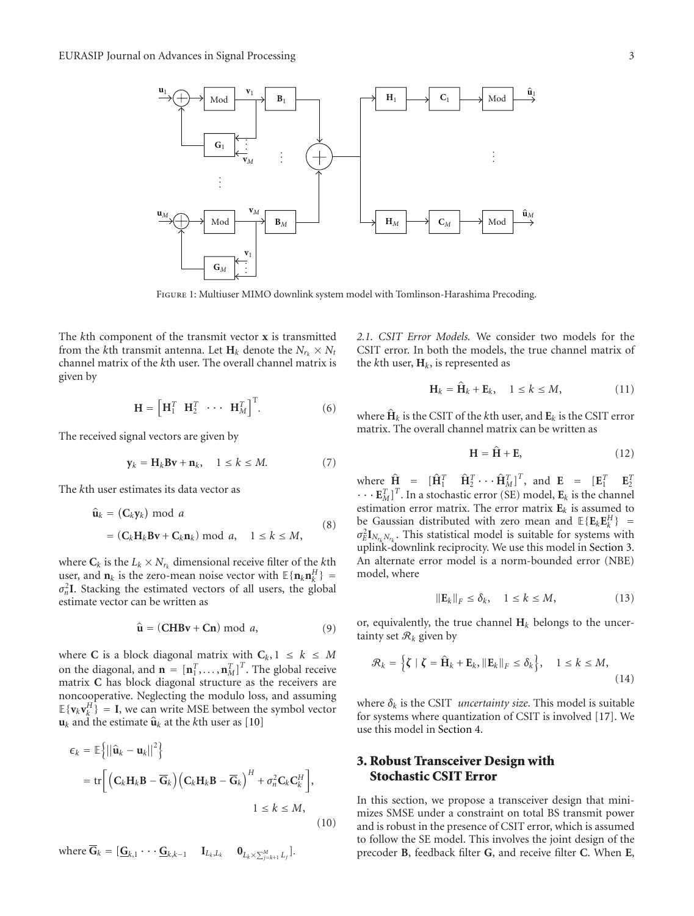Figure 1: Multiuser MIMO downlink system model with Tomlinson-Harashima Precoding.

The $k$th component of the transmit vector $\mathbf{x}$ is transmitted from the $k$th transmit antenna. Let $\mathbf{H}_k$ denote the $N_{r_k} \times N_t$ channel matrix of the $k$th user. The overall channel matrix is given by

$$\mathbf{H} = \begin{bmatrix} \mathbf{H}_1^T & \mathbf{H}_2^T & \cdots & \mathbf{H}_M^T \end{bmatrix}^T. \tag{6}$$

The received signal vectors are given by

$$\mathbf{y}_k = \mathbf{H}_k \mathbf{B} \mathbf{v} + \mathbf{n}_k, \quad 1 \leq k \leq M. \tag{7}$$

The $k$th user estimates its data vector as

$$\begin{aligned} \hat{\mathbf{u}}_k &= (\mathbf{C}_k \mathbf{y}_k) \bmod a \\ &= (\mathbf{C}_k \mathbf{H}_k \mathbf{B} \mathbf{v} + \mathbf{C}_k \mathbf{n}_k) \bmod a, \quad 1 \leq k \leq M, \end{aligned} \tag{8}$$

where $\mathbf{C}_k$ is the $L_k \times N_{r_k}$ dimensional receive filter of the $k$th user, and $\mathbf{n}_k$ is the zero-mean noise vector with $\mathbb{E}\{\mathbf{n}_k \mathbf{n}_k^H\} = \sigma_n^2 \mathbf{I}$. Stacking the estimated vectors of all users, the global estimate vector can be written as

$$\hat{\mathbf{u}} = (\mathbf{CHBv} + \mathbf{Cn}) \bmod a, \tag{9}$$

where $\mathbf{C}$ is a block diagonal matrix with $\mathbf{C}_k, 1 \leq k \leq M$ on the diagonal, and $\mathbf{n} = [\mathbf{n}_1^T, \ldots, \mathbf{n}_M^T]^T$. The global receive matrix $\mathbf{C}$ has block diagonal structure as the receivers are noncooperative. Neglecting the modulo loss, and assuming $\mathbb{E}\{\mathbf{v}_k \mathbf{v}_k^H\} = \mathbf{I}$, we can write MSE between the symbol vector $\mathbf{u}_k$ and the estimate $\hat{\mathbf{u}}_k$ at the $k$th user as [10]

$$\begin{aligned} \epsilon_k &= \mathbb{E}\left\{ \left|\left| \hat{\mathbf{u}}_k - \mathbf{u}_k \right|\right|^2 \right\} \\ &= \operatorname{tr}\left[ \left( \mathbf{C}_k \mathbf{H}_k \mathbf{B} - \overline{\mathbf{G}}_k \right) \left( \mathbf{C}_k \mathbf{H}_k \mathbf{B} - \overline{\mathbf{G}}_k \right)^H + \sigma_n^2 \mathbf{C}_k \mathbf{C}_k^H \right], \\ &\qquad 1 \leq k \leq M, \end{aligned} \tag{10}$$

where $\overline{\mathbf{G}}_k = [\underline{\mathbf{G}}_{k,1} \cdots \underline{\mathbf{G}}_{k,k-1} \quad \mathbf{I}_{L_k, L_k} \quad \mathbf{0}_{L_k \times \sum_{j=k+1}^{M} L_j}]$.

*2.1. CSIT Error Models.* We consider two models for the CSIT error. In both the models, the true channel matrix of the $k$th user, $\mathbf{H}_k$, is represented as

$$\mathbf{H}_k = \widehat{\mathbf{H}}_k + \mathbf{E}_k, \quad 1 \leq k \leq M, \tag{11}$$

where $\widehat{\mathbf{H}}_k$ is the CSIT of the $k$th user, and $\mathbf{E}_k$ is the CSIT error matrix. The overall channel matrix can be written as

$$\mathbf{H} = \widehat{\mathbf{H}} + \mathbf{E}, \tag{12}$$

where $\widehat{\mathbf{H}} = [\widehat{\mathbf{H}}_1^T \quad \widehat{\mathbf{H}}_2^T \cdots \widehat{\mathbf{H}}_M^T]^T$, and $\mathbf{E} = [\mathbf{E}_1^T \quad \mathbf{E}_2^T \cdots \mathbf{E}_M^T]^T$. In a stochastic error (SE) model, $\mathbf{E}_k$ is the channel estimation error matrix. The error matrix $\mathbf{E}_k$ is assumed to be Gaussian distributed with zero mean and $\mathbb{E}\{\mathbf{E}_k \mathbf{E}_k^H\} = \sigma_E^2 \mathbf{I}_{N_{r_k} N_{r_k}}$. This statistical model is suitable for systems with uplink-downlink reciprocity. We use this model in Section 3. An alternate error model is a norm-bounded error (NBE) model, where

$$\|\mathbf{E}_k\|_F \leq \delta_k, \quad 1 \leq k \leq M, \tag{13}$$

or, equivalently, the true channel $\mathbf{H}_k$ belongs to the uncertainty set $\mathcal{R}_k$ given by

$$\mathcal{R}_k = \left\{ \boldsymbol{\zeta} \mid \boldsymbol{\zeta} = \widehat{\mathbf{H}}_k + \mathbf{E}_k, \|\mathbf{E}_k\|_F \leq \delta_k \right\}, \quad 1 \leq k \leq M, \tag{14}$$

where $\delta_k$ is the CSIT *uncertainty size*. This model is suitable for systems where quantization of CSIT is involved [17]. We use this model in Section 4.

## 3. Robust Transceiver Design with Stochastic CSIT Error

In this section, we propose a transceiver design that minimizes SMSE under a constraint on total BS transmit power and is robust in the presence of CSIT error, which is assumed to follow the SE model. This involves the joint design of the precoder $\mathbf{B}$, feedback filter $\mathbf{G}$, and receive filter $\mathbf{C}$. When $\mathbf{E}$,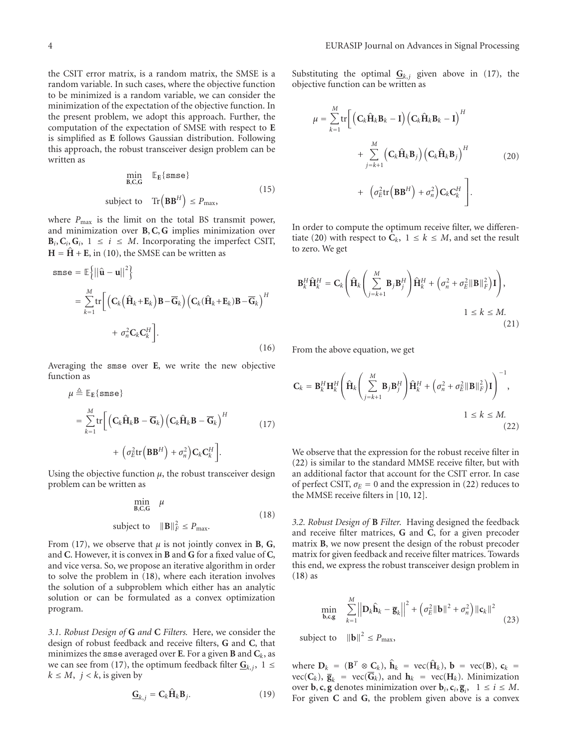the CSIT error matrix, is a random matrix, the SMSE is a random variable. In such cases, where the objective function to be minimized is a random variable, we can consider the minimization of the expectation of the objective function. In the present problem, we adopt this approach. Further, the computation of the expectation of SMSE with respect to $\mathbf{E}$ is simplified as $\mathbf{E}$ follows Gaussian distribution. Following this approach, the robust transceiver design problem can be written as

$$\begin{aligned} \min_{\mathbf{B},\mathbf{C},\mathbf{G}} \quad & \mathbb{E}_{\mathbf{E}}\{\mathtt{smse}\} \\ \text{subject to} \quad & \mathrm{Tr}\left(\mathbf{B}\mathbf{B}^{H}\right) \leq P_{\max}, \end{aligned} \tag{15}$$

where $P_{\max}$ is the limit on the total BS transmit power, and minimization over $\mathbf{B}, \mathbf{C}, \mathbf{G}$ implies minimization over $\mathbf{B}_i, \mathbf{C}_i, \mathbf{G}_i$, $1 \leq i \leq M$. Incorporating the imperfect CSIT, $\mathbf{H} = \widehat{\mathbf{H}} + \mathbf{E}$, in (10), the SMSE can be written as

$$\begin{aligned} \mathtt{smse} &= \mathbb{E}\left\{\left\|\widehat{\mathbf{u}} - \mathbf{u}\right\|^2\right\} \\ &= \sum_{k=1}^{M} \mathrm{tr}\bigg[\left(\mathbf{C}_k\left(\widehat{\mathbf{H}}_k + \mathbf{E}_k\right)\mathbf{B} - \overline{\mathbf{G}}_k\right)\left(\mathbf{C}_k(\widehat{\mathbf{H}}_k + \mathbf{E}_k)\mathbf{B} - \overline{\mathbf{G}}_k\right)^H \\ &\quad + \sigma_n^2 \mathbf{C}_k \mathbf{C}_k^H\bigg]. \end{aligned} \tag{16}$$

Averaging the smse over $\mathbf{E}$, we write the new objective function as

$$\begin{aligned} \mu &\triangleq \mathbb{E}_{\mathbf{E}}\{\mathtt{smse}\} \\ &= \sum_{k=1}^{M} \mathrm{tr}\bigg[\left(\mathbf{C}_k\widehat{\mathbf{H}}_k\mathbf{B} - \overline{\mathbf{G}}_k\right)\left(\mathbf{C}_k\widehat{\mathbf{H}}_k\mathbf{B} - \overline{\mathbf{G}}_k\right)^H \\ &\quad + \left(\sigma_E^2 \mathrm{tr}\left(\mathbf{B}\mathbf{B}^H\right) + \sigma_n^2\right)\mathbf{C}_k\mathbf{C}_k^H\bigg]. \end{aligned} \tag{17}$$

Using the objective function $\mu$, the robust transceiver design problem can be written as

$$\begin{aligned} \min_{\mathbf{B},\mathbf{C},\mathbf{G}} \quad & \mu \\ \text{subject to} \quad & \|\mathbf{B}\|_F^2 \leq P_{\max}. \end{aligned} \tag{18}$$

From (17), we observe that $\mu$ is not jointly convex in $\mathbf{B}$, $\mathbf{G}$, and $\mathbf{C}$. However, it is convex in $\mathbf{B}$ and $\mathbf{G}$ for a fixed value of $\mathbf{C}$, and vice versa. So, we propose an iterative algorithm in order to solve the problem in (18), where each iteration involves the solution of a subproblem which either has an analytic solution or can be formulated as a convex optimization program.

*3.1. Robust Design of* **G** *and* **C** *Filters.* Here, we consider the design of robust feedback and receive filters, $\mathbf{G}$ and $\mathbf{C}$, that minimizes the smse averaged over $\mathbf{E}$. For a given $\mathbf{B}$ and $\mathbf{C}_k$, as we can see from (17), the optimum feedback filter $\underline{\mathbf{G}}_{k,j}$, $1 \leq k \leq M$, $j < k$, is given by

$$\underline{\mathbf{G}}_{k,j} = \mathbf{C}_k\widehat{\mathbf{H}}_k\mathbf{B}_j. \tag{19}$$

Substituting the optimal $\underline{\mathbf{G}}_{k,j}$ given above in (17), the objective function can be written as

$$\begin{aligned} \mu = \sum_{k=1}^{M} \mathrm{tr}\bigg[&\left(\mathbf{C}_k\widehat{\mathbf{H}}_k\mathbf{B}_k - \mathbf{I}\right)\left(\mathbf{C}_k\widehat{\mathbf{H}}_k\mathbf{B}_k - \mathbf{I}\right)^H \\ &+ \sum_{j=k+1}^{M}\left(\mathbf{C}_k\widehat{\mathbf{H}}_k\mathbf{B}_j\right)\left(\mathbf{C}_k\widehat{\mathbf{H}}_k\mathbf{B}_j\right)^H \\ &+ \left(\sigma_E^2 \mathrm{tr}\left(\mathbf{B}\mathbf{B}^H\right) + \sigma_n^2\right)\mathbf{C}_k\mathbf{C}_k^H\bigg]. \end{aligned} \tag{20}$$

In order to compute the optimum receive filter, we differentiate (20) with respect to $\mathbf{C}_k$, $1 \leq k \leq M$, and set the result to zero. We get

$$\mathbf{B}_k^H\widehat{\mathbf{H}}_k^H = \mathbf{C}_k\left(\widehat{\mathbf{H}}_k\left(\sum_{j=k+1}^{M}\mathbf{B}_j\mathbf{B}_j^H\right)\widehat{\mathbf{H}}_k^H + \left(\sigma_n^2 + \sigma_E^2\|\mathbf{B}\|_F^2\right)\mathbf{I}\right), \quad 1 \leq k \leq M. \tag{21}$$

From the above equation, we get

$$\mathbf{C}_k = \mathbf{B}_k^H\mathbf{H}_k^H\left(\widehat{\mathbf{H}}_k\left(\sum_{j=k+1}^{M}\mathbf{B}_j\mathbf{B}_j^H\right)\widehat{\mathbf{H}}_k^H + \left(\sigma_n^2 + \sigma_E^2\|\mathbf{B}\|_F^2\right)\mathbf{I}\right)^{-1}, \quad 1 \leq k \leq M. \tag{22}$$

We observe that the expression for the robust receive filter in (22) is similar to the standard MMSE receive filter, but with an additional factor that account for the CSIT error. In case of perfect CSIT, $\sigma_E = 0$ and the expression in (22) reduces to the MMSE receive filters in [10, 12].

*3.2. Robust Design of* **B** *Filter.* Having designed the feedback and receive filter matrices, $\mathbf{G}$ and $\mathbf{C}$, for a given precoder matrix $\mathbf{B}$, we now present the design of the robust precoder matrix for given feedback and receive filter matrices. Towards this end, we express the robust transceiver design problem in (18) as

$$\begin{aligned} \min_{\mathbf{b},\mathbf{c},\mathbf{g}} \quad & \sum_{k=1}^{M}\left\|\mathbf{D}_k\widehat{\mathbf{h}}_k - \overline{\mathbf{g}}_k\right\|^2 + \left(\sigma_E^2\|\mathbf{b}\|^2 + \sigma_n^2\right)\|\mathbf{c}_k\|^2 \\ \text{subject to} \quad & \|\mathbf{b}\|^2 \leq P_{\max}, \end{aligned} \tag{23}$$

where $\mathbf{D}_k = (\mathbf{B}^T \otimes \mathbf{C}_k)$, $\widehat{\mathbf{h}}_k = \mathrm{vec}(\widehat{\mathbf{H}}_k)$, $\mathbf{b} = \mathrm{vec}(\mathbf{B})$, $\mathbf{c}_k = \mathrm{vec}(\mathbf{C}_k)$, $\overline{\mathbf{g}}_k = \mathrm{vec}(\overline{\mathbf{G}}_k)$, and $\mathbf{h}_k = \mathrm{vec}(\mathbf{H}_k)$. Minimization over $\mathbf{b}, \mathbf{c}, \mathbf{g}$ denotes minimization over $\mathbf{b}_i, \mathbf{c}_i, \overline{\mathbf{g}}_i$, $1 \leq i \leq M$. For given $\mathbf{C}$ and $\mathbf{G}$, the problem given above is a convex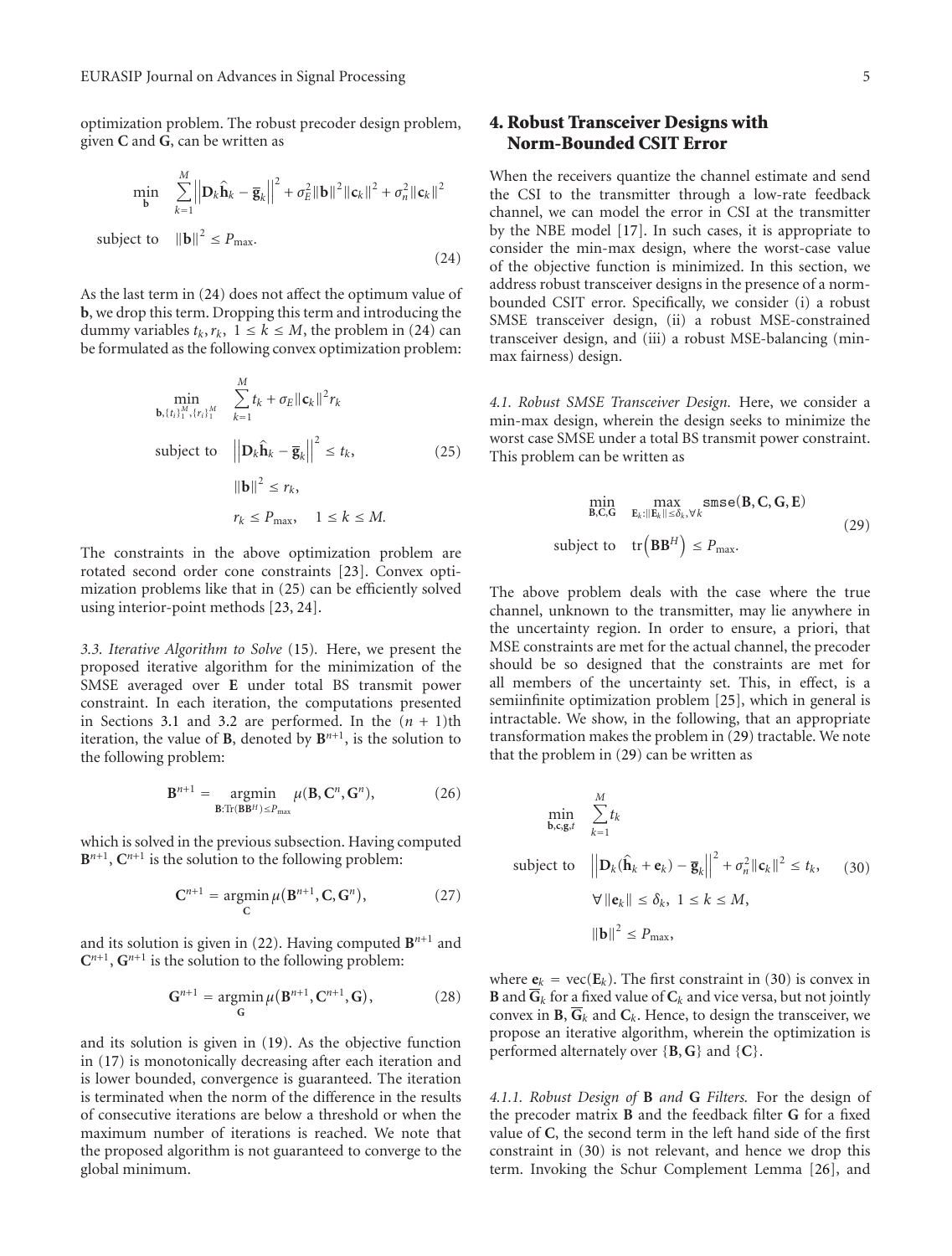optimization problem. The robust precoder design problem, given $\mathbf{C}$ and $\mathbf{G}$, can be written as

$$\begin{aligned} \min_{\mathbf{b}} \quad & \sum_{k=1}^{M} \left\| \mathbf{D}_k \hat{\mathbf{h}}_k - \overline{\mathbf{g}}_k \right\|^2 + \sigma_E^2 \|\mathbf{b}\|^2 \|\mathbf{c}_k\|^2 + \sigma_n^2 \|\mathbf{c}_k\|^2 \\ \text{subject to} \quad & \|\mathbf{b}\|^2 \le P_{\max}. \end{aligned} \tag{24}$$

As the last term in (24) does not affect the optimum value of $\mathbf{b}$, we drop this term. Dropping this term and introducing the dummy variables $t_k, r_k$, $1 \le k \le M$, the problem in (24) can be formulated as the following convex optimization problem:

$$\begin{aligned} \min_{\mathbf{b}, \{t_i\}_1^M, \{r_i\}_1^M} \quad & \sum_{k=1}^{M} t_k + \sigma_E \|\mathbf{c}_k\|^2 r_k \\ \text{subject to} \quad & \left\| \mathbf{D}_k \hat{\mathbf{h}}_k - \overline{\mathbf{g}}_k \right\|^2 \le t_k, \\ & \|\mathbf{b}\|^2 \le r_k, \\ & r_k \le P_{\max}, \quad 1 \le k \le M. \end{aligned} \tag{25}$$

The constraints in the above optimization problem are rotated second order cone constraints [23]. Convex optimization problems like that in (25) can be efficiently solved using interior-point methods [23, 24].

*3.3. Iterative Algorithm to Solve* (15). Here, we present the proposed iterative algorithm for the minimization of the SMSE averaged over $\mathbf{E}$ under total BS transmit power constraint. In each iteration, the computations presented in Sections 3.1 and 3.2 are performed. In the $(n+1)$th iteration, the value of $\mathbf{B}$, denoted by $\mathbf{B}^{n+1}$, is the solution to the following problem:

$$\mathbf{B}^{n+1} = \underset{\mathbf{B}:\text{Tr}(\mathbf{B}\mathbf{B}^H) \le P_{\max}}{\operatorname{argmin}} \mu(\mathbf{B}, \mathbf{C}^n, \mathbf{G}^n), \tag{26}$$

which is solved in the previous subsection. Having computed $\mathbf{B}^{n+1}$, $\mathbf{C}^{n+1}$ is the solution to the following problem:

$$\mathbf{C}^{n+1} = \underset{\mathbf{C}}{\operatorname{argmin}} \, \mu(\mathbf{B}^{n+1}, \mathbf{C}, \mathbf{G}^n), \tag{27}$$

and its solution is given in (22). Having computed $\mathbf{B}^{n+1}$ and $\mathbf{C}^{n+1}$, $\mathbf{G}^{n+1}$ is the solution to the following problem:

$$\mathbf{G}^{n+1} = \underset{\mathbf{G}}{\operatorname{argmin}} \, \mu(\mathbf{B}^{n+1}, \mathbf{C}^{n+1}, \mathbf{G}), \tag{28}$$

and its solution is given in (19). As the objective function in (17) is monotonically decreasing after each iteration and is lower bounded, convergence is guaranteed. The iteration is terminated when the norm of the difference in the results of consecutive iterations are below a threshold or when the maximum number of iterations is reached. We note that the proposed algorithm is not guaranteed to converge to the global minimum.

## 4. Robust Transceiver Designs with Norm-Bounded CSIT Error

When the receivers quantize the channel estimate and send the CSI to the transmitter through a low-rate feedback channel, we can model the error in CSI at the transmitter by the NBE model [17]. In such cases, it is appropriate to consider the min-max design, where the worst-case value of the objective function is minimized. In this section, we address robust transceiver designs in the presence of a norm-bounded CSIT error. Specifically, we consider (i) a robust SMSE transceiver design, (ii) a robust MSE-constrained transceiver design, and (iii) a robust MSE-balancing (min-max fairness) design.

*4.1. Robust SMSE Transceiver Design.* Here, we consider a min-max design, wherein the design seeks to minimize the worst case SMSE under a total BS transmit power constraint. This problem can be written as

$$\begin{aligned} \min_{\mathbf{B},\mathbf{C},\mathbf{G}} \quad & \max_{\mathbf{E}_k : \|\mathbf{E}_k\| \le \delta_k, \forall k} \texttt{smse}(\mathbf{B}, \mathbf{C}, \mathbf{G}, \mathbf{E}) \\ \text{subject to} \quad & \text{tr}\left(\mathbf{B}\mathbf{B}^H\right) \le P_{\max}. \end{aligned} \tag{29}$$

The above problem deals with the case where the true channel, unknown to the transmitter, may lie anywhere in the uncertainty region. In order to ensure, a priori, that MSE constraints are met for the actual channel, the precoder should be so designed that the constraints are met for all members of the uncertainty set. This, in effect, is a semiinfinite optimization problem [25], which in general is intractable. We show, in the following, that an appropriate transformation makes the problem in (29) tractable. We note that the problem in (29) can be written as

$$\begin{aligned} \min_{\mathbf{b},\mathbf{c},\mathbf{g},t} \quad & \sum_{k=1}^{M} t_k \\ \text{subject to} \quad & \left\| \mathbf{D}_k (\hat{\mathbf{h}}_k + \mathbf{e}_k) - \overline{\mathbf{g}}_k \right\|^2 + \sigma_n^2 \|\mathbf{c}_k\|^2 \le t_k, \\ & \forall \|\mathbf{e}_k\| \le \delta_k, \ 1 \le k \le M, \\ & \|\mathbf{b}\|^2 \le P_{\max}, \end{aligned} \tag{30}$$

where $\mathbf{e}_k = \text{vec}(\mathbf{E}_k)$. The first constraint in (30) is convex in $\mathbf{B}$ and $\overline{\mathbf{G}}_k$ for a fixed value of $\mathbf{C}_k$ and vice versa, but not jointly convex in $\mathbf{B}$, $\overline{\mathbf{G}}_k$ and $\mathbf{C}_k$. Hence, to design the transceiver, we propose an iterative algorithm, wherein the optimization is performed alternately over $\{\mathbf{B}, \mathbf{G}\}$ and $\{\mathbf{C}\}$.

*4.1.1. Robust Design of* $\mathbf{B}$ *and* $\mathbf{G}$ *Filters.* For the design of the precoder matrix $\mathbf{B}$ and the feedback filter $\mathbf{G}$ for a fixed value of $\mathbf{C}$, the second term in the left hand side of the first constraint in (30) is not relevant, and hence we drop this term. Invoking the Schur Complement Lemma [26], and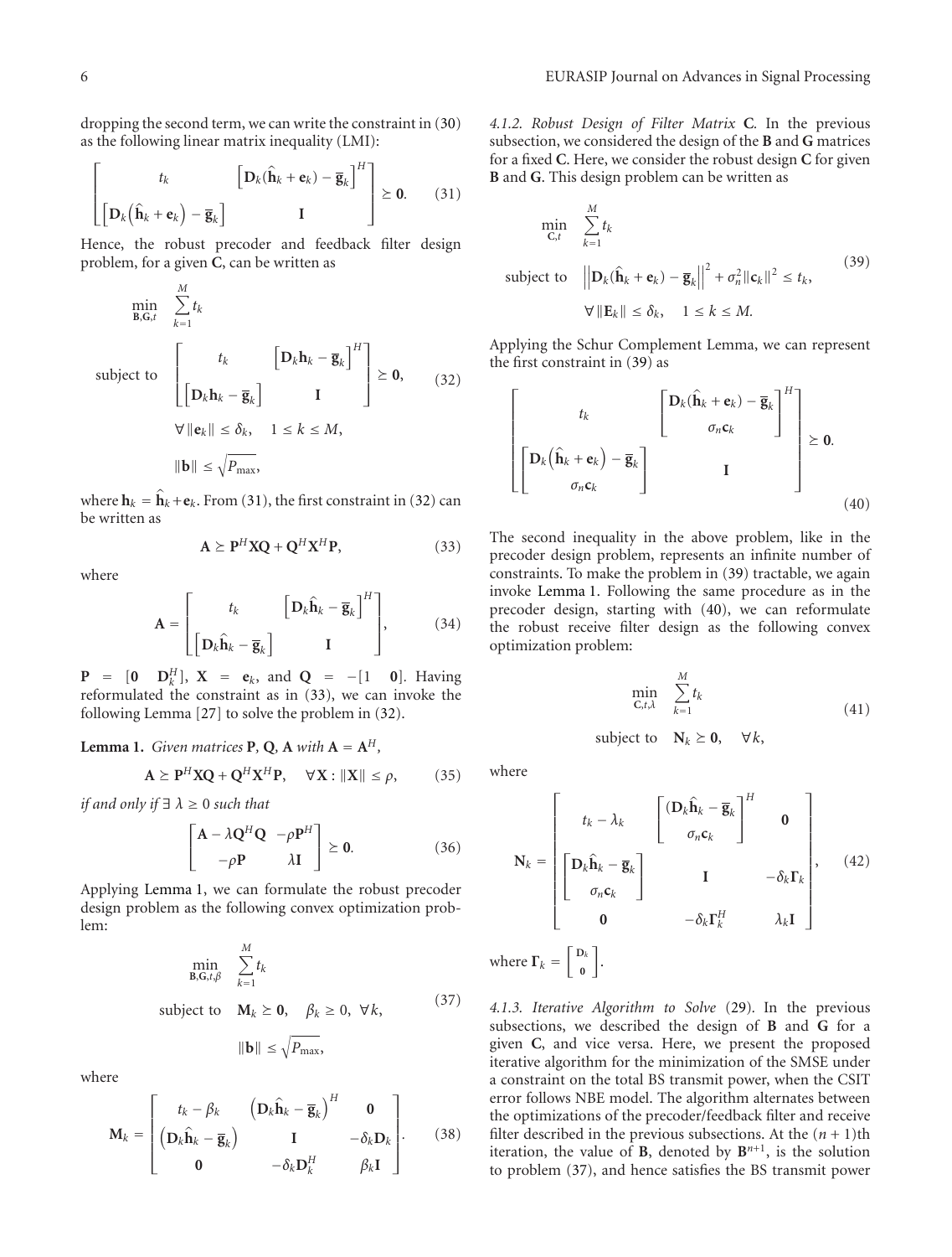dropping the second term, we can write the constraint in (30) as the following linear matrix inequality (LMI):

$$\begin{bmatrix} t_k & \left[\mathbf{D}_k(\hat{\mathbf{h}}_k + \mathbf{e}_k) - \overline{\mathbf{g}}_k\right]^H \\ \left[\mathbf{D}_k\left(\hat{\mathbf{h}}_k + \mathbf{e}_k\right) - \overline{\mathbf{g}}_k\right] & \mathbf{I} \end{bmatrix} \succeq \mathbf{0}. \tag{31}$$

Hence, the robust precoder and feedback filter design problem, for a given $\mathbf{C}$, can be written as

$$\begin{aligned} \min_{\mathbf{B},\mathbf{G},t} \quad & \sum_{k=1}^{M} t_k \\ \text{subject to} \quad & \begin{bmatrix} t_k & \left[\mathbf{D}_k \mathbf{h}_k - \overline{\mathbf{g}}_k\right]^H \\ \left[\mathbf{D}_k \mathbf{h}_k - \overline{\mathbf{g}}_k\right] & \mathbf{I} \end{bmatrix} \succeq \mathbf{0}, \\ & \forall \|\mathbf{e}_k\| \leq \delta_k, \quad 1 \leq k \leq M, \\ & \|\mathbf{b}\| \leq \sqrt{P_{\max}}, \end{aligned} \tag{32}$$

where $\mathbf{h}_k = \hat{\mathbf{h}}_k + \mathbf{e}_k$. From (31), the first constraint in (32) can be written as

$$\mathbf{A} \succeq \mathbf{P}^H \mathbf{X} \mathbf{Q} + \mathbf{Q}^H \mathbf{X}^H \mathbf{P}, \tag{33}$$

where

$$\mathbf{A} = \begin{bmatrix} t_k & \left[\mathbf{D}_k \hat{\mathbf{h}}_k - \overline{\mathbf{g}}_k\right]^H \\ \left[\mathbf{D}_k \hat{\mathbf{h}}_k - \overline{\mathbf{g}}_k\right] & \mathbf{I} \end{bmatrix}, \tag{34}$$

$\mathbf{P} = [\mathbf{0} \quad \mathbf{D}_k^H]$, $\mathbf{X} = \mathbf{e}_k$, and $\mathbf{Q} = -[1 \quad \mathbf{0}]$. Having reformulated the constraint as in (33), we can invoke the following Lemma [27] to solve the problem in (32).

**Lemma 1.** *Given matrices* $\mathbf{P}$, $\mathbf{Q}$, $\mathbf{A}$ *with* $\mathbf{A} = \mathbf{A}^H$,

$$\mathbf{A} \succeq \mathbf{P}^H \mathbf{X} \mathbf{Q} + \mathbf{Q}^H \mathbf{X}^H \mathbf{P}, \quad \forall \mathbf{X} : \|\mathbf{X}\| \leq \rho, \tag{35}$$

*if and only if* $\exists\, \lambda \geq 0$ *such that*

$$\begin{bmatrix} \mathbf{A} - \lambda \mathbf{Q}^H \mathbf{Q} & -\rho \mathbf{P}^H \\ -\rho \mathbf{P} & \lambda \mathbf{I} \end{bmatrix} \succeq \mathbf{0}. \tag{36}$$

Applying Lemma 1, we can formulate the robust precoder design problem as the following convex optimization problem:

$$\begin{aligned} \min_{\mathbf{B},\mathbf{G},t,\beta} \quad & \sum_{k=1}^{M} t_k \\ \text{subject to} \quad & \mathbf{M}_k \succeq \mathbf{0}, \quad \beta_k \geq 0, \ \forall k, \\ & \|\mathbf{b}\| \leq \sqrt{P_{\max}}, \end{aligned} \tag{37}$$

where

$$\mathbf{M}_k = \begin{bmatrix} t_k - \beta_k & \left(\mathbf{D}_k \hat{\mathbf{h}}_k - \overline{\mathbf{g}}_k\right)^H & \mathbf{0} \\ \left(\mathbf{D}_k \hat{\mathbf{h}}_k - \overline{\mathbf{g}}_k\right) & \mathbf{I} & -\delta_k \mathbf{D}_k \\ \mathbf{0} & -\delta_k \mathbf{D}_k^H & \beta_k \mathbf{I} \end{bmatrix}. \tag{38}$$

*4.1.2. Robust Design of Filter Matrix* $\mathbf{C}$. In the previous subsection, we considered the design of the $\mathbf{B}$ and $\mathbf{G}$ matrices for a fixed $\mathbf{C}$. Here, we consider the robust design $\mathbf{C}$ for given $\mathbf{B}$ and $\mathbf{G}$. This design problem can be written as

$$\begin{aligned} \min_{\mathbf{C},t} \quad & \sum_{k=1}^{M} t_k \\ \text{subject to} \quad & \left\|\mathbf{D}_k(\hat{\mathbf{h}}_k + \mathbf{e}_k) - \overline{\mathbf{g}}_k\right\|^2 + \sigma_n^2 \|\mathbf{c}_k\|^2 \leq t_k, \\ & \forall \|\mathbf{E}_k\| \leq \delta_k, \quad 1 \leq k \leq M. \end{aligned} \tag{39}$$

Applying the Schur Complement Lemma, we can represent the first constraint in (39) as

$$\begin{bmatrix} t_k & \begin{bmatrix} \mathbf{D}_k(\hat{\mathbf{h}}_k + \mathbf{e}_k) - \overline{\mathbf{g}}_k \\ \sigma_n \mathbf{c}_k \end{bmatrix}^H \\ \begin{bmatrix} \mathbf{D}_k\left(\hat{\mathbf{h}}_k + \mathbf{e}_k\right) - \overline{\mathbf{g}}_k \\ \sigma_n \mathbf{c}_k \end{bmatrix} & \mathbf{I} \end{bmatrix} \succeq \mathbf{0}. \tag{40}$$

The second inequality in the above problem, like in the precoder design problem, represents an infinite number of constraints. To make the problem in (39) tractable, we again invoke Lemma 1. Following the same procedure as in the precoder design, starting with (40), we can reformulate the robust receive filter design as the following convex optimization problem:

$$\begin{aligned} \min_{\mathbf{C},t,\lambda} \quad & \sum_{k=1}^{M} t_k \\ \text{subject to} \quad & \mathbf{N}_k \succeq \mathbf{0}, \quad \forall k, \end{aligned} \tag{41}$$

where

$$\mathbf{N}_k = \begin{bmatrix} t_k - \lambda_k & \begin{bmatrix} (\mathbf{D}_k \hat{\mathbf{h}}_k - \overline{\mathbf{g}}_k \\ \sigma_n \mathbf{c}_k \end{bmatrix}^H & \mathbf{0} \\ \begin{bmatrix} \mathbf{D}_k \hat{\mathbf{h}}_k - \overline{\mathbf{g}}_k \\ \sigma_n \mathbf{c}_k \end{bmatrix} & \mathbf{I} & -\delta_k \mathbf{\Gamma}_k \\ \mathbf{0} & -\delta_k \mathbf{\Gamma}_k^H & \lambda_k \mathbf{I} \end{bmatrix}, \tag{42}$$

where $\mathbf{\Gamma}_k = \begin{bmatrix} \mathbf{D}_k \\ \mathbf{0} \end{bmatrix}$.

*4.1.3. Iterative Algorithm to Solve* (29). In the previous subsections, we described the design of $\mathbf{B}$ and $\mathbf{G}$ for a given $\mathbf{C}$, and vice versa. Here, we present the proposed iterative algorithm for the minimization of the SMSE under a constraint on the total BS transmit power, when the CSIT error follows NBE model. The algorithm alternates between the optimizations of the precoder/feedback filter and receive filter described in the previous subsections. At the $(n+1)$th iteration, the value of $\mathbf{B}$, denoted by $\mathbf{B}^{n+1}$, is the solution to problem (37), and hence satisfies the BS transmit power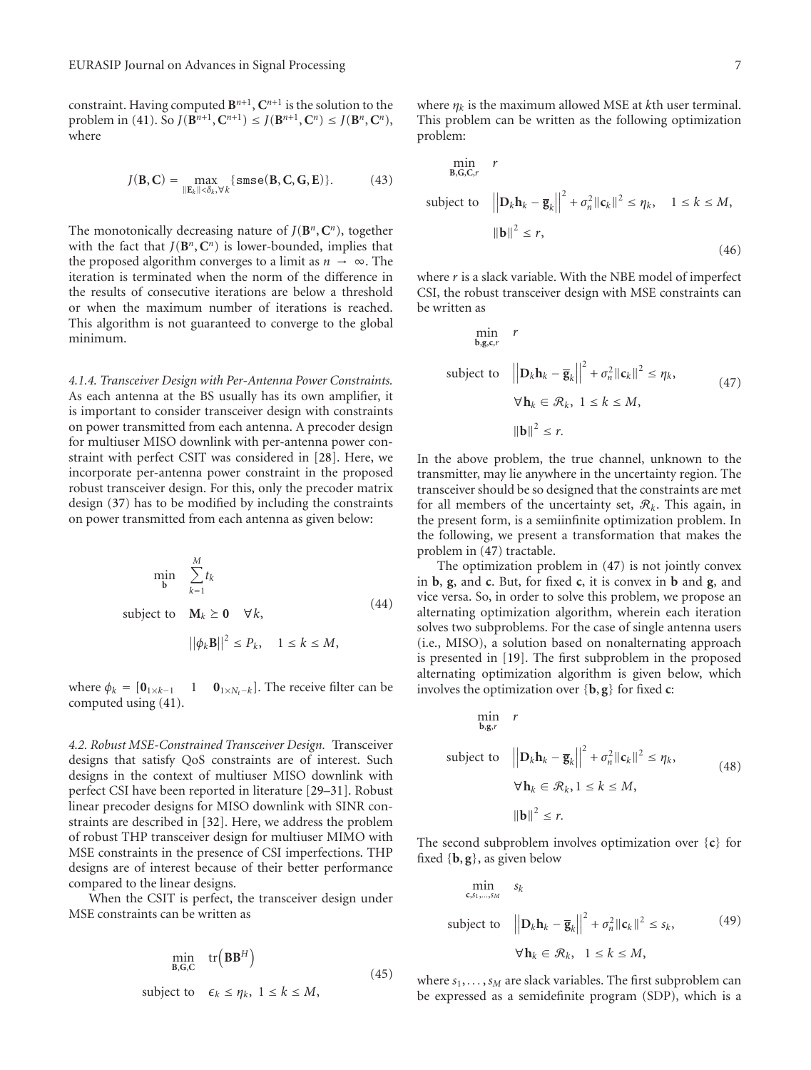constraint. Having computed $\mathbf{B}^{n+1}$, $\mathbf{C}^{n+1}$ is the solution to the problem in (41). So $J(\mathbf{B}^{n+1}, \mathbf{C}^{n+1}) \leq J(\mathbf{B}^{n+1}, \mathbf{C}^{n}) \leq J(\mathbf{B}^{n}, \mathbf{C}^{n})$, where

$$J(\mathbf{B}, \mathbf{C}) = \max_{\|\mathbf{E}_k\| < \delta_k, \forall k} \{\texttt{smse}(\mathbf{B}, \mathbf{C}, \mathbf{G}, \mathbf{E})\}. \tag{43}$$

The monotonically decreasing nature of $J(\mathbf{B}^n, \mathbf{C}^n)$, together with the fact that $J(\mathbf{B}^n, \mathbf{C}^n)$ is lower-bounded, implies that the proposed algorithm converges to a limit as $n \to \infty$. The iteration is terminated when the norm of the difference in the results of consecutive iterations are below a threshold or when the maximum number of iterations is reached. This algorithm is not guaranteed to converge to the global minimum.

*4.1.4. Transceiver Design with Per-Antenna Power Constraints.* As each antenna at the BS usually has its own amplifier, it is important to consider transceiver design with constraints on power transmitted from each antenna. A precoder design for multiuser MISO downlink with per-antenna power constraint with perfect CSIT was considered in [28]. Here, we incorporate per-antenna power constraint in the proposed robust transceiver design. For this, only the precoder matrix design (37) has to be modified by including the constraints on power transmitted from each antenna as given below:

$$\begin{aligned}
\min_{\mathbf{b}} \quad & \sum_{k=1}^{M} t_k \\
\text{subject to} \quad & \mathbf{M}_k \succeq \mathbf{0} \quad \forall k, \\
& \|\phi_k \mathbf{B}\|^2 \leq P_k, \quad 1 \leq k \leq M,
\end{aligned} \tag{44}$$

where $\phi_k = [\mathbf{0}_{1\times k-1} \quad 1 \quad \mathbf{0}_{1\times N_t - k}]$. The receive filter can be computed using (41).

*4.2. Robust MSE-Constrained Transceiver Design.* Transceiver designs that satisfy QoS constraints are of interest. Such designs in the context of multiuser MISO downlink with perfect CSI have been reported in literature [29–31]. Robust linear precoder designs for MISO downlink with SINR constraints are described in [32]. Here, we address the problem of robust THP transceiver design for multiuser MIMO with MSE constraints in the presence of CSI imperfections. THP designs are of interest because of their better performance compared to the linear designs.

When the CSIT is perfect, the transceiver design under MSE constraints can be written as

$$\begin{aligned}
\min_{\mathbf{B}, \mathbf{G}, \mathbf{C}} \quad & \operatorname{tr}\left(\mathbf{B}\mathbf{B}^H\right) \\
\text{subject to} \quad & \epsilon_k \leq \eta_k, \ 1 \leq k \leq M,
\end{aligned} \tag{45}$$

where $\eta_k$ is the maximum allowed MSE at $k$th user terminal. This problem can be written as the following optimization problem:

$$\begin{aligned}
\min_{\mathbf{B}, \mathbf{G}, \mathbf{C}, r} \quad & r \\
\text{subject to} \quad & \left\|\mathbf{D}_k \mathbf{h}_k - \overline{\mathbf{g}}_k\right\|^2 + \sigma_n^2 \|\mathbf{c}_k\|^2 \leq \eta_k, \quad 1 \leq k \leq M, \\
& \|\mathbf{b}\|^2 \leq r,
\end{aligned} \tag{46}$$

where $r$ is a slack variable. With the NBE model of imperfect CSI, the robust transceiver design with MSE constraints can be written as

$$\begin{aligned}
\min_{\mathbf{b}, \mathbf{g}, \mathbf{c}, r} \quad & r \\
\text{subject to} \quad & \left\|\mathbf{D}_k \mathbf{h}_k - \overline{\mathbf{g}}_k\right\|^2 + \sigma_n^2 \|\mathbf{c}_k\|^2 \leq \eta_k, \\
& \forall \mathbf{h}_k \in \mathcal{R}_k, \ 1 \leq k \leq M, \\
& \|\mathbf{b}\|^2 \leq r.
\end{aligned} \tag{47}$$

In the above problem, the true channel, unknown to the transmitter, may lie anywhere in the uncertainty region. The transceiver should be so designed that the constraints are met for all members of the uncertainty set, $\mathcal{R}_k$. This again, in the present form, is a semiinfinite optimization problem. In the following, we present a transformation that makes the problem in (47) tractable.

The optimization problem in (47) is not jointly convex in $\mathbf{b}$, $\mathbf{g}$, and $\mathbf{c}$. But, for fixed $\mathbf{c}$, it is convex in $\mathbf{b}$ and $\mathbf{g}$, and vice versa. So, in order to solve this problem, we propose an alternating optimization algorithm, wherein each iteration solves two subproblems. For the case of single antenna users (i.e., MISO), a solution based on nonalternating approach is presented in [19]. The first subproblem in the proposed alternating optimization algorithm is given below, which involves the optimization over $\{\mathbf{b}, \mathbf{g}\}$ for fixed $\mathbf{c}$:

$$\begin{aligned}
\min_{\mathbf{b}, \mathbf{g}, r} \quad & r \\
\text{subject to} \quad & \left\|\mathbf{D}_k \mathbf{h}_k - \overline{\mathbf{g}}_k\right\|^2 + \sigma_n^2 \|\mathbf{c}_k\|^2 \leq \eta_k, \\
& \forall \mathbf{h}_k \in \mathcal{R}_k, 1 \leq k \leq M, \\
& \|\mathbf{b}\|^2 \leq r.
\end{aligned} \tag{48}$$

The second subproblem involves optimization over $\{\mathbf{c}\}$ for fixed $\{\mathbf{b}, \mathbf{g}\}$, as given below

$$\begin{aligned}
\min_{\mathbf{c}, s_1, \ldots, s_M} \quad & s_k \\
\text{subject to} \quad & \left\|\mathbf{D}_k \mathbf{h}_k - \overline{\mathbf{g}}_k\right\|^2 + \sigma_n^2 \|\mathbf{c}_k\|^2 \leq s_k, \\
& \forall \mathbf{h}_k \in \mathcal{R}_k, \quad 1 \leq k \leq M,
\end{aligned} \tag{49}$$

where $s_1, \ldots, s_M$ are slack variables. The first subproblem can be expressed as a semidefinite program (SDP), which is a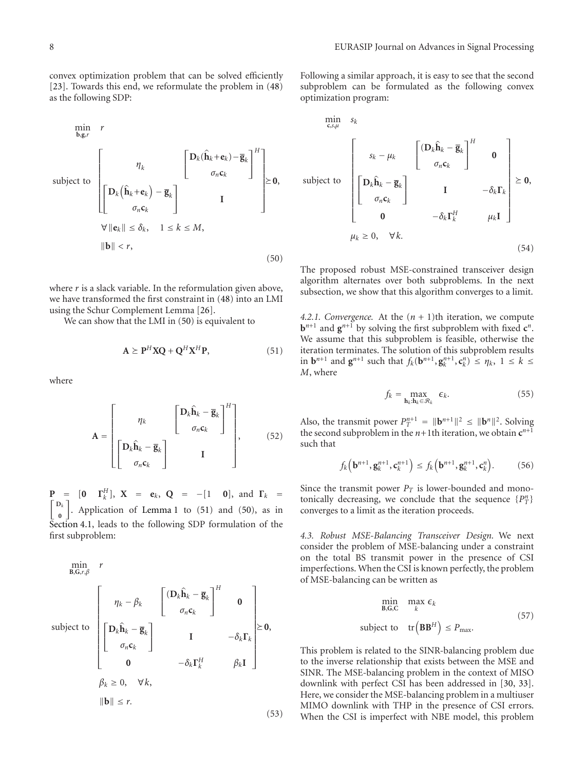convex optimization problem that can be solved efficiently [23]. Towards this end, we reformulate the problem in (48) as the following SDP:

$$\begin{aligned}
\min_{\mathbf{b},\mathbf{g},r} \quad & r \\
\text{subject to} \quad & \begin{bmatrix} \eta_k & \begin{bmatrix} \mathbf{D}_k(\hat{\mathbf{h}}_k+\mathbf{e}_k)-\overline{\mathbf{g}}_k \\ \sigma_n \mathbf{c}_k \end{bmatrix}^H \\ \begin{bmatrix} \mathbf{D}_k\left(\hat{\mathbf{h}}_k+\mathbf{e}_k\right)-\overline{\mathbf{g}}_k \\ \sigma_n \mathbf{c}_k \end{bmatrix} & \mathbf{I} \end{bmatrix} \succeq \mathbf{0}, \\
& \forall \|\mathbf{e}_k\| \leq \delta_k, \quad 1 \leq k \leq M, \\
& \|\mathbf{b}\| < r,
\end{aligned} \tag{50}$$

where $r$ is a slack variable. In the reformulation given above, we have transformed the first constraint in (48) into an LMI using the Schur Complement Lemma [26].

We can show that the LMI in (50) is equivalent to

$$\mathbf{A} \succeq \mathbf{P}^H\mathbf{X}\mathbf{Q} + \mathbf{Q}^H\mathbf{X}^H\mathbf{P}, \tag{51}$$

where

$$\mathbf{A} = \begin{bmatrix} \eta_k & \begin{bmatrix} \mathbf{D}_k\hat{\mathbf{h}}_k-\overline{\mathbf{g}}_k \\ \sigma_n \mathbf{c}_k \end{bmatrix}^H \\ \begin{bmatrix} \mathbf{D}_k\hat{\mathbf{h}}_k-\overline{\mathbf{g}}_k \\ \sigma_n \mathbf{c}_k \end{bmatrix} & \mathbf{I} \end{bmatrix}, \tag{52}$$

$\mathbf{P} = [\mathbf{0} \quad \mathbf{\Gamma}_k^H]$, $\mathbf{X} = \mathbf{e}_k$, $\mathbf{Q} = -[1 \quad \mathbf{0}]$, and $\mathbf{\Gamma}_k = \begin{bmatrix} \mathbf{D}_k \\ \mathbf{0} \end{bmatrix}$. Application of Lemma 1 to (51) and (50), as in Section 4.1, leads to the following SDP formulation of the first subproblem:

$$\begin{aligned}
\min_{\mathbf{B},\mathbf{G},r,\beta} \quad & r \\
\text{subject to} \quad & \begin{bmatrix} \eta_k - \beta_k & \begin{bmatrix} (\mathbf{D}_k\hat{\mathbf{h}}_k-\overline{\mathbf{g}}_k \\ \sigma_n \mathbf{c}_k \end{bmatrix}^H & \mathbf{0} \\ \begin{bmatrix} \mathbf{D}_k\hat{\mathbf{h}}_k-\overline{\mathbf{g}}_k \\ \sigma_n \mathbf{c}_k \end{bmatrix} & \mathbf{I} & -\delta_k\mathbf{\Gamma}_k \\ \mathbf{0} & -\delta_k\mathbf{\Gamma}_k^H & \beta_k\mathbf{I} \end{bmatrix} \succeq \mathbf{0}, \\
& \beta_k \geq 0, \quad \forall k, \\
& \|\mathbf{b}\| \leq r.
\end{aligned} \tag{53}$$

Following a similar approach, it is easy to see that the second subproblem can be formulated as the following convex optimization program:

$$\begin{aligned}
\min_{\mathbf{c},s,\mu} \quad & s_k \\
\text{subject to} \quad & \begin{bmatrix} s_k - \mu_k & \begin{bmatrix} (\mathbf{D}_k\hat{\mathbf{h}}_k-\overline{\mathbf{g}}_k \\ \sigma_n \mathbf{c}_k \end{bmatrix}^H & \mathbf{0} \\ \begin{bmatrix} \mathbf{D}_k\hat{\mathbf{h}}_k-\overline{\mathbf{g}}_k \\ \sigma_n \mathbf{c}_k \end{bmatrix} & \mathbf{I} & -\delta_k\mathbf{\Gamma}_k \\ \mathbf{0} & -\delta_k\mathbf{\Gamma}_k^H & \mu_k\mathbf{I} \end{bmatrix} \succeq \mathbf{0}, \\
& \mu_k \geq 0, \quad \forall k.
\end{aligned} \tag{54}$$

The proposed robust MSE-constrained transceiver design algorithm alternates over both subproblems. In the next subsection, we show that this algorithm converges to a limit.

*4.2.1. Convergence.* At the $(n+1)$th iteration, we compute $\mathbf{b}^{n+1}$ and $\mathbf{g}^{n+1}$ by solving the first subproblem with fixed $\mathbf{c}^n$. We assume that this subproblem is feasible, otherwise the iteration terminates. The solution of this subproblem results in $\mathbf{b}^{n+1}$ and $\mathbf{g}^{n+1}$ such that $f_k(\mathbf{b}^{n+1}, \mathbf{g}_k^{n+1}, \mathbf{c}_k^n) \leq \eta_k$, $1 \leq k \leq M$, where

$$f_k = \max_{\mathbf{h}_k:\mathbf{h}_k \in \mathcal{R}_k} \epsilon_k. \tag{55}$$

Also, the transmit power $P_T^{n+1} = \|\mathbf{b}^{n+1}\|^2 \leq \|\mathbf{b}^n\|^2$. Solving the second subproblem in the $n+1$th iteration, we obtain $\mathbf{c}^{n+1}$ such that

$$f_k\left(\mathbf{b}^{n+1}, \mathbf{g}_k^{n+1}, \mathbf{c}_k^{n+1}\right) \leq f_k\left(\mathbf{b}^{n+1}, \mathbf{g}_k^{n+1}, \mathbf{c}_k^{n}\right). \tag{56}$$

Since the transmit power $P_T$ is lower-bounded and monotonically decreasing, we conclude that the sequence $\{P_T^n\}$ converges to a limit as the iteration proceeds.

*4.3. Robust MSE-Balancing Transceiver Design.* We next consider the problem of MSE-balancing under a constraint on the total BS transmit power in the presence of CSI imperfections. When the CSI is known perfectly, the problem of MSE-balancing can be written as

$$\begin{aligned}
\min_{\mathbf{B},\mathbf{G},\mathbf{C}} \quad & \max_k \epsilon_k \\
\text{subject to} \quad & \operatorname{tr}\left(\mathbf{B}\mathbf{B}^H\right) \leq P_{\max}.
\end{aligned} \tag{57}$$

This problem is related to the SINR-balancing problem due to the inverse relationship that exists between the MSE and SINR. The MSE-balancing problem in the context of MISO downlink with perfect CSI has been addressed in [30, 33]. Here, we consider the MSE-balancing problem in a multiuser MIMO downlink with THP in the presence of CSI errors. When the CSI is imperfect with NBE model, this problem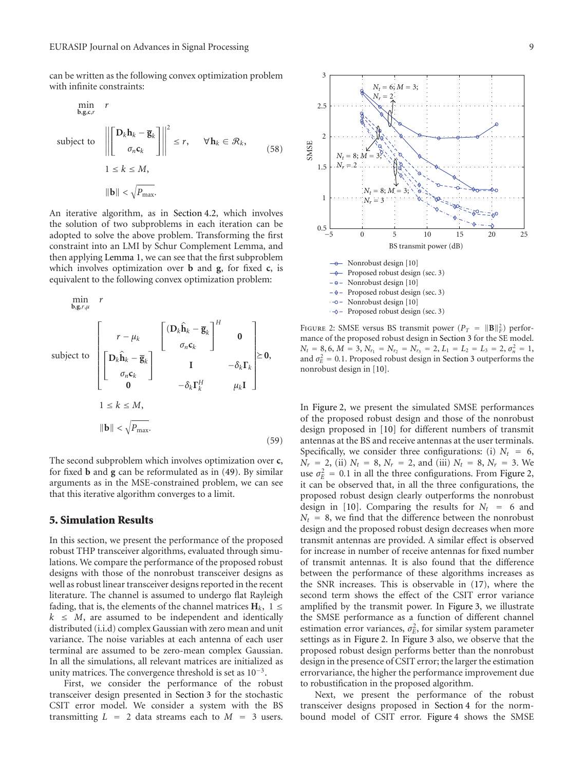can be written as the following convex optimization problem with infinite constraints:

$$\begin{aligned}
&\min_{\mathbf{b},\mathbf{g},\mathbf{c},r} \quad r \\
&\text{subject to} \quad \left\| \begin{bmatrix} \mathbf{D}_k \mathbf{h}_k - \overline{\mathbf{g}}_k \\ \sigma_n \mathbf{c}_k \end{bmatrix} \right\|^2 \leq r, \quad \forall \mathbf{h}_k \in \mathcal{R}_k, \\
&\qquad 1 \leq k \leq M, \\
&\qquad \|\mathbf{b}\| < \sqrt{P_{\max}}.
\end{aligned} \tag{58}$$

An iterative algorithm, as in Section 4.2, which involves the solution of two subproblems in each iteration can be adopted to solve the above problem. Transforming the first constraint into an LMI by Schur Complement Lemma, and then applying Lemma 1, we can see that the first subproblem which involves optimization over $\mathbf{b}$ and $\mathbf{g}$, for fixed $\mathbf{c}$, is equivalent to the following convex optimization problem:

$$\begin{aligned}
&\min_{\mathbf{b},\mathbf{g},r,\mu} \quad r \\
&\text{subject to} \quad \begin{bmatrix} r - \mu_k & \begin{bmatrix} \mathbf{D}_k \widehat{\mathbf{h}}_k - \overline{\mathbf{g}}_k \\ \sigma_n \mathbf{c}_k \end{bmatrix}^H & \mathbf{0} \\ \begin{bmatrix} \mathbf{D}_k \widehat{\mathbf{h}}_k - \overline{\mathbf{g}}_k \\ \sigma_n \mathbf{c}_k \end{bmatrix} & \mathbf{I} & -\delta_k \mathbf{\Gamma}_k \\ \mathbf{0} & -\delta_k \mathbf{\Gamma}_k^H & \mu_k \mathbf{I} \end{bmatrix} \succeq \mathbf{0}, \\
&\qquad 1 \leq k \leq M, \\
&\qquad \|\mathbf{b}\| < \sqrt{P_{\max}}.
\end{aligned} \tag{59}$$

The second subproblem which involves optimization over $\mathbf{c}$, for fixed $\mathbf{b}$ and $\mathbf{g}$ can be reformulated as in (49). By similar arguments as in the MSE-constrained problem, we can see that this iterative algorithm converges to a limit.

## 5. Simulation Results

In this section, we present the performance of the proposed robust THP transceiver algorithms, evaluated through simulations. We compare the performance of the proposed robust designs with those of the nonrobust transceiver designs as well as robust linear transceiver designs reported in the recent literature. The channel is assumed to undergo flat Rayleigh fading, that is, the elements of the channel matrices $\mathbf{H}_k$, $1 \leq k \leq M$, are assumed to be independent and identically distributed (i.i.d) complex Gaussian with zero mean and unit variance. The noise variables at each antenna of each user terminal are assumed to be zero-mean complex Gaussian. In all the simulations, all relevant matrices are initialized as unity matrices. The convergence threshold is set as $10^{-3}$.

First, we consider the performance of the robust transceiver design presented in Section 3 for the stochastic CSIT error model. We consider a system with the BS transmitting $L = 2$ data streams each to $M = 3$ users.

FIGURE 2: SMSE versus BS transmit power ($P_T = \|\mathbf{B}\|_F^2$) performance of the proposed robust design in Section 3 for the SE model. $N_t = 8, 6$, $M = 3$, $N_{r_1} = N_{r_2} = N_{r_3} = 2$, $L_1 = L_2 = L_3 = 2$, $\sigma_n^2 = 1$, and $\sigma_E^2 = 0.1$. Proposed robust design in Section 3 outperforms the nonrobust design in [10].

In Figure 2, we present the simulated SMSE performances of the proposed robust design and those of the nonrobust design proposed in [10] for different numbers of transmit antennas at the BS and receive antennas at the user terminals. Specifically, we consider three configurations: (i) $N_t = 6$, $N_r = 2$, (ii) $N_t = 8$, $N_r = 2$, and (iii) $N_t = 8$, $N_r = 3$. We use $\sigma_E^2 = 0.1$ in all the three configurations. From Figure 2, it can be observed that, in all the three configurations, the proposed robust design clearly outperforms the nonrobust design in [10]. Comparing the results for $N_t = 6$ and $N_t = 8$, we find that the difference between the nonrobust design and the proposed robust design decreases when more transmit antennas are provided. A similar effect is observed for increase in number of receive antennas for fixed number of transmit antennas. It is also found that the difference between the performance of these algorithms increases as the SNR increases. This is observable in (17), where the second term shows the effect of the CSIT error variance amplified by the transmit power. In Figure 3, we illustrate the SMSE performance as a function of different channel estimation error variances, $\sigma_E^2$, for similar system parameter settings as in Figure 2. In Figure 3 also, we observe that the proposed robust design performs better than the nonrobust design in the presence of CSIT error; the larger the estimation errorvariance, the higher the performance improvement due to robustification in the proposed algorithm.

Next, we present the performance of the robust transceiver designs proposed in Section 4 for the norm-bound model of CSIT error. Figure 4 shows the SMSE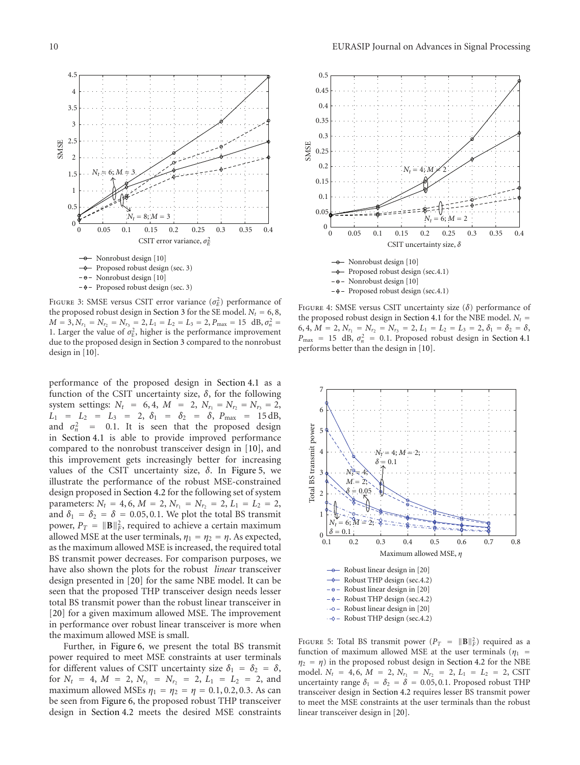FIGURE 3: SMSE versus CSIT error variance ($\sigma_E^2$) performance of the proposed robust design in Section 3 for the SE model. $N_t = 6, 8$, $M = 3, N_{r_1} = N_{r_2} = N_{r_3} = 2, L_1 = L_2 = L_3 = 2, P_{\max} = 15$ dB, $\sigma_n^2 = 1$. Larger the value of $\sigma_E^2$, higher is the performance improvement due to the proposed design in Section 3 compared to the nonrobust design in [10].

FIGURE 4: SMSE versus CSIT uncertainty size ($\delta$) performance of the proposed robust design in Section 4.1 for the NBE model. $N_t = 6, 4$, $M = 2$, $N_{r_1} = N_{r_2} = N_{r_3} = 2$, $L_1 = L_2 = L_3 = 2$, $\delta_1 = \delta_2 = \delta$, $P_{\max} = 15$ dB, $\sigma_n^2 = 0.1$. Proposed robust design in Section 4.1 performs better than the design in [10].

performance of the proposed design in Section 4.1 as a function of the CSIT uncertainty size, $\delta$, for the following system settings: $N_t = 6, 4$, $M = 2$, $N_{r_1} = N_{r_2} = N_{r_3} = 2$, $L_1 = L_2 = L_3 = 2$, $\delta_1 = \delta_2 = \delta$, $P_{\max} = 15$ dB, and $\sigma_n^2 = 0.1$. It is seen that the proposed design in Section 4.1 is able to provide improved performance compared to the nonrobust transceiver design in [10], and this improvement gets increasingly better for increasing values of the CSIT uncertainty size, $\delta$. In Figure 5, we illustrate the performance of the robust MSE-constrained design proposed in Section 4.2 for the following set of system parameters: $N_t = 4, 6$, $M = 2$, $N_{r_1} = N_{r_2} = 2$, $L_1 = L_2 = 2$, and $\delta_1 = \delta_2 = \delta = 0.05, 0.1$. We plot the total BS transmit power, $P_T = \|\mathbf{B}\|_F^2$, required to achieve a certain maximum allowed MSE at the user terminals, $\eta_1 = \eta_2 = \eta$. As expected, as the maximum allowed MSE is increased, the required total BS transmit power decreases. For comparison purposes, we have also shown the plots for the robust *linear* transceiver design presented in [20] for the same NBE model. It can be seen that the proposed THP transceiver design needs lesser total BS transmit power than the robust linear transceiver in [20] for a given maximum allowed MSE. The improvement in performance over robust linear transceiver is more when the maximum allowed MSE is small.

Further, in Figure 6, we present the total BS transmit power required to meet MSE constraints at user terminals for different values of CSIT uncertainty size $\delta_1 = \delta_2 = \delta$, for $N_t = 4$, $M = 2$, $N_{r_1} = N_{r_2} = 2$, $L_1 = L_2 = 2$, and maximum allowed MSEs $\eta_1 = \eta_2 = \eta = 0.1, 0.2, 0.3$. As can be seen from Figure 6, the proposed robust THP transceiver design in Section 4.2 meets the desired MSE constraints

FIGURE 5: Total BS transmit power ($P_T = \|\mathbf{B}\|_F^2$) required as a function of maximum allowed MSE at the user terminals ($\eta_1 = \eta_2 = \eta$) in the proposed robust design in Section 4.2 for the NBE model. $N_t = 4, 6$, $M = 2$, $N_{r_1} = N_{r_2} = 2$, $L_1 = L_2 = 2$, CSIT uncertainty range $\delta_1 = \delta_2 = \delta = 0.05, 0.1$. Proposed robust THP transceiver design in Section 4.2 requires lesser BS transmit power to meet the MSE constraints at the user terminals than the robust linear transceiver design in [20].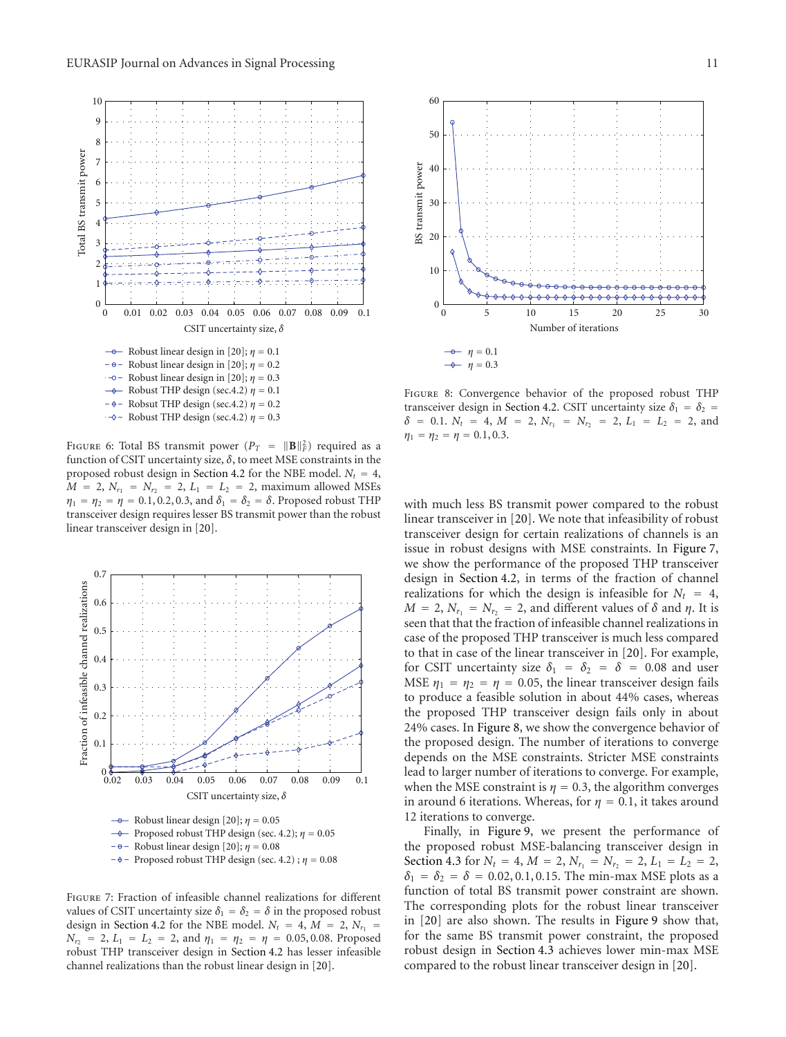Figure 6: Total BS transmit power ($P_T = \|\mathbf{B}\|_F^2$) required as a function of CSIT uncertainty size, $\delta$, to meet MSE constraints in the proposed robust design in Section 4.2 for the NBE model. $N_t = 4$, $M = 2$, $N_{r_1} = N_{r_2} = 2$, $L_1 = L_2 = 2$, maximum allowed MSEs $\eta_1 = \eta_2 = \eta = 0.1, 0.2, 0.3$, and $\delta_1 = \delta_2 = \delta$. Proposed robust THP transceiver design requires lesser BS transmit power than the robust linear transceiver design in [20].

Figure 7: Fraction of infeasible channel realizations for different values of CSIT uncertainty size $\delta_1 = \delta_2 = \delta$ in the proposed robust design in Section 4.2 for the NBE model. $N_t = 4$, $M = 2$, $N_{r_1} = N_{r_2} = 2$, $L_1 = L_2 = 2$, and $\eta_1 = \eta_2 = \eta = 0.05, 0.08$. Proposed robust THP transceiver design in Section 4.2 has lesser infeasible channel realizations than the robust linear design in [20].

Figure 8: Convergence behavior of the proposed robust THP transceiver design in Section 4.2. CSIT uncertainty size $\delta_1 = \delta_2 = \delta = 0.1$. $N_t = 4$, $M = 2$, $N_{r_1} = N_{r_2} = 2$, $L_1 = L_2 = 2$, and $\eta_1 = \eta_2 = \eta = 0.1, 0.3$.

with much less BS transmit power compared to the robust linear transceiver in [20]. We note that infeasibility of robust transceiver design for certain realizations of channels is an issue in robust designs with MSE constraints. In Figure 7, we show the performance of the proposed THP transceiver design in Section 4.2, in terms of the fraction of channel realizations for which the design is infeasible for $N_t = 4$, $M = 2$, $N_{r_1} = N_{r_2} = 2$, and different values of $\delta$ and $\eta$. It is seen that that the fraction of infeasible channel realizations in case of the proposed THP transceiver is much less compared to that in case of the linear transceiver in [20]. For example, for CSIT uncertainty size $\delta_1 = \delta_2 = \delta = 0.08$ and user MSE $\eta_1 = \eta_2 = \eta = 0.05$, the linear transceiver design fails to produce a feasible solution in about 44% cases, whereas the proposed THP transceiver design fails only in about 24% cases. In Figure 8, we show the convergence behavior of the proposed design. The number of iterations to converge depends on the MSE constraints. Stricter MSE constraints lead to larger number of iterations to converge. For example, when the MSE constraint is $\eta = 0.3$, the algorithm converges in around 6 iterations. Whereas, for $\eta = 0.1$, it takes around 12 iterations to converge.

Finally, in Figure 9, we present the performance of the proposed robust MSE-balancing transceiver design in Section 4.3 for $N_t = 4$, $M = 2$, $N_{r_1} = N_{r_2} = 2$, $L_1 = L_2 = 2$, $\delta_1 = \delta_2 = \delta = 0.02, 0.1, 0.15$. The min-max MSE plots as a function of total BS transmit power constraint are shown. The corresponding plots for the robust linear transceiver in [20] are also shown. The results in Figure 9 show that, for the same BS transmit power constraint, the proposed robust design in Section 4.3 achieves lower min-max MSE compared to the robust linear transceiver design in [20].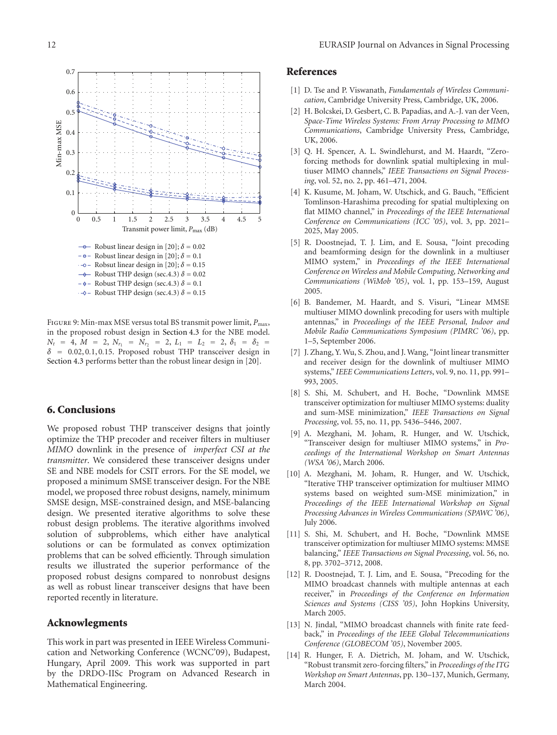Figure 9: Min-max MSE versus total BS transmit power limit, $P_{\max}$, in the proposed robust design in Section 4.3 for the NBE model. $N_t = 4$, $M = 2$, $N_{r_1} = N_{r_2} = 2$, $L_1 = L_2 = 2$, $\delta_1 = \delta_2 = \delta = 0.02, 0.1, 0.15$. Proposed robust THP transceiver design in Section 4.3 performs better than the robust linear design in [20].

## 6. Conclusions

We proposed robust THP transceiver designs that jointly optimize the THP precoder and receiver filters in multiuser *MIMO* downlink in the presence of *imperfect CSI at the transmitter*. We considered these transceiver designs under SE and NBE models for CSIT errors. For the SE model, we proposed a minimum SMSE transceiver design. For the NBE model, we proposed three robust designs, namely, minimum SMSE design, MSE-constrained design, and MSE-balancing design. We presented iterative algorithms to solve these robust design problems. The iterative algorithms involved solution of subproblems, which either have analytical solutions or can be formulated as convex optimization problems that can be solved efficiently. Through simulation results we illustrated the superior performance of the proposed robust designs compared to nonrobust designs as well as robust linear transceiver designs that have been reported recently in literature.

## Acknowlegments

This work in part was presented in IEEE Wireless Communication and Networking Conference (WCNC'09), Budapest, Hungary, April 2009. This work was supported in part by the DRDO-IISc Program on Advanced Research in Mathematical Engineering.

## References

[1] D. Tse and P. Viswanath, *Fundamentals of Wireless Communication*, Cambridge University Press, Cambridge, UK, 2006.

[2] H. Bolcskei, D. Gesbert, C. B. Papadias, and A.-J. van der Veen, *Space-Time Wireless Systems: From Array Processing to MIMO Communications*, Cambridge University Press, Cambridge, UK, 2006.

[3] Q. H. Spencer, A. L. Swindlehurst, and M. Haardt, "Zero-forcing methods for downlink spatial multiplexing in multiuser MIMO channels," *IEEE Transactions on Signal Processing*, vol. 52, no. 2, pp. 461–471, 2004.

[4] K. Kusume, M. Joham, W. Utschick, and G. Bauch, "Efficient Tomlinson-Harashima precoding for spatial multiplexing on flat MIMO channel," in *Proceedings of the IEEE International Conference on Communications (ICC '05)*, vol. 3, pp. 2021–2025, May 2005.

[5] R. Doostnejad, T. J. Lim, and E. Sousa, "Joint precoding and beamforming design for the downlink in a multiuser MIMO system," in *Proceedings of the IEEE International Conference on Wireless and Mobile Computing, Networking and Communications (WiMob '05)*, vol. 1, pp. 153–159, August 2005.

[6] B. Bandemer, M. Haardt, and S. Visuri, "Linear MMSE multiuser MIMO downlink precoding for users with multiple antennas," in *Proceedings of the IEEE Personal, Indoor and Mobile Radio Communications Symposium (PIMRC '06)*, pp. 1–5, September 2006.

[7] J. Zhang, Y. Wu, S. Zhou, and J. Wang, "Joint linear transmitter and receiver design for the downlink of multiuser MIMO systems," *IEEE Communications Letters*, vol. 9, no. 11, pp. 991–993, 2005.

[8] S. Shi, M. Schubert, and H. Boche, "Downlink MMSE transceiver optimization for multiuser MIMO systems: duality and sum-MSE minimization," *IEEE Transactions on Signal Processing*, vol. 55, no. 11, pp. 5436–5446, 2007.

[9] A. Mezghani, M. Joham, R. Hunger, and W. Utschick, "Transceiver design for multiuser MIMO systems," in *Proceedings of the International Workshop on Smart Antennas (WSA '06)*, March 2006.

[10] A. Mezghani, M. Joham, R. Hunger, and W. Utschick, "Iterative THP transceiver optimization for multiuser MIMO systems based on weighted sum-MSE minimization," in *Proceedings of the IEEE International Workshop on Signal Processing Advances in Wireless Communications (SPAWC '06)*, July 2006.

[11] S. Shi, M. Schubert, and H. Boche, "Downlink MMSE transceiver optimization for multiuser MIMO systems: MMSE balancing," *IEEE Transactions on Signal Processing*, vol. 56, no. 8, pp. 3702–3712, 2008.

[12] R. Doostnejad, T. J. Lim, and E. Sousa, "Precoding for the MIMO broadcast channels with multiple antennas at each receiver," in *Proceedings of the Conference on Information Sciences and Systems (CISS '05)*, John Hopkins University, March 2005.

[13] N. Jindal, "MIMO broadcast channels with finite rate feedback," in *Proceedings of the IEEE Global Telecommunications Conference (GLOBECOM '05)*, November 2005.

[14] R. Hunger, F. A. Dietrich, M. Joham, and W. Utschick, "Robust transmit zero-forcing filters," in *Proceedings of the ITG Workshop on Smart Antennas*, pp. 130–137, Munich, Germany, March 2004.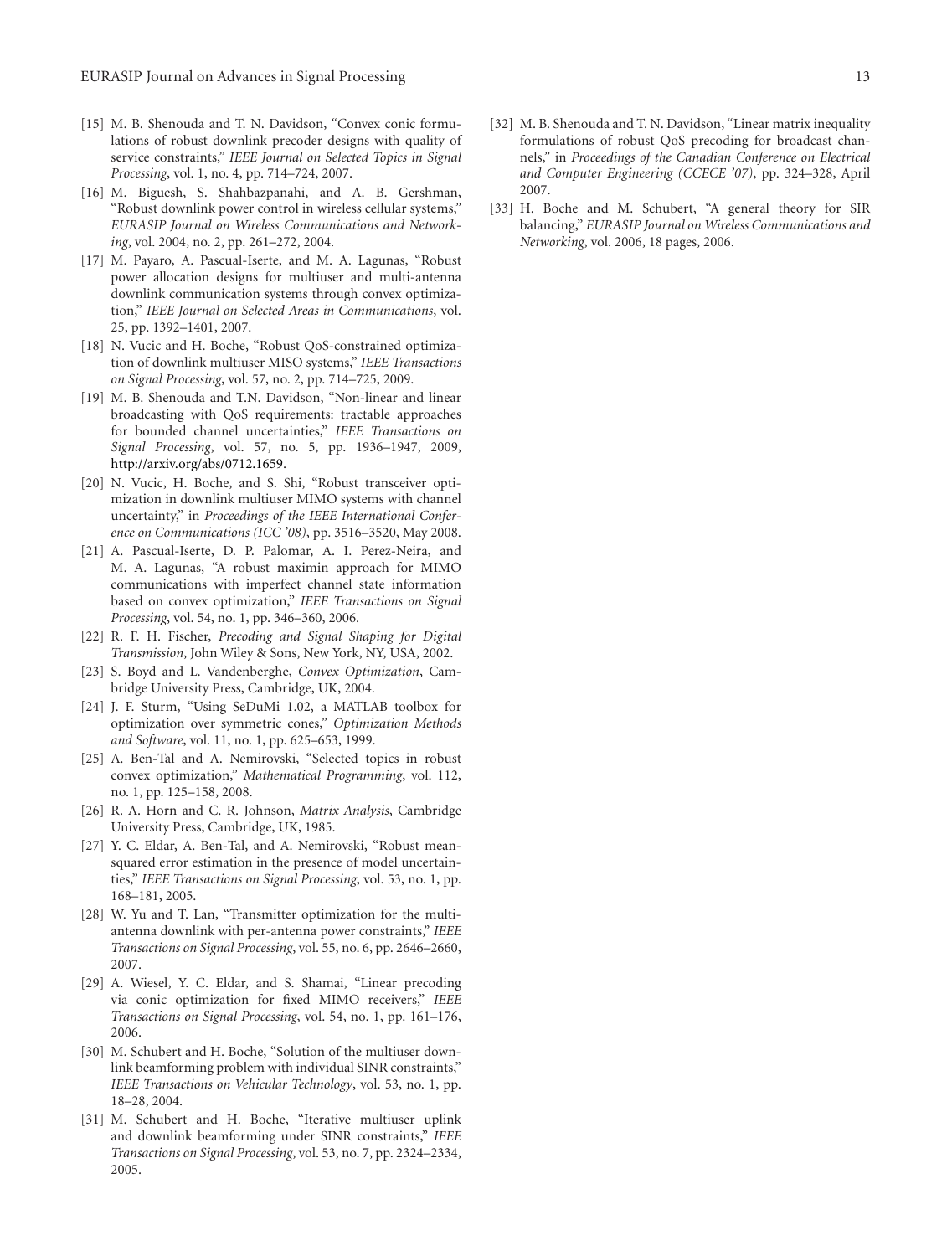[15] M. B. Shenouda and T. N. Davidson, "Convex conic formulations of robust downlink precoder designs with quality of service constraints," *IEEE Journal on Selected Topics in Signal Processing*, vol. 1, no. 4, pp. 714–724, 2007.

[16] M. Biguesh, S. Shahbazpanahi, and A. B. Gershman, "Robust downlink power control in wireless cellular systems," *EURASIP Journal on Wireless Communications and Networking*, vol. 2004, no. 2, pp. 261–272, 2004.

[17] M. Payaro, A. Pascual-Iserte, and M. A. Lagunas, "Robust power allocation designs for multiuser and multi-antenna downlink communication systems through convex optimization," *IEEE Journal on Selected Areas in Communications*, vol. 25, pp. 1392–1401, 2007.

[18] N. Vucic and H. Boche, "Robust QoS-constrained optimization of downlink multiuser MISO systems," *IEEE Transactions on Signal Processing*, vol. 57, no. 2, pp. 714–725, 2009.

[19] M. B. Shenouda and T.N. Davidson, "Non-linear and linear broadcasting with QoS requirements: tractable approaches for bounded channel uncertainties," *IEEE Transactions on Signal Processing*, vol. 57, no. 5, pp. 1936–1947, 2009, http://arxiv.org/abs/0712.1659.

[20] N. Vucic, H. Boche, and S. Shi, "Robust transceiver optimization in downlink multiuser MIMO systems with channel uncertainty," in *Proceedings of the IEEE International Conference on Communications (ICC '08)*, pp. 3516–3520, May 2008.

[21] A. Pascual-Iserte, D. P. Palomar, A. I. Perez-Neira, and M. A. Lagunas, "A robust maximin approach for MIMO communications with imperfect channel state information based on convex optimization," *IEEE Transactions on Signal Processing*, vol. 54, no. 1, pp. 346–360, 2006.

[22] R. F. H. Fischer, *Precoding and Signal Shaping for Digital Transmission*, John Wiley & Sons, New York, NY, USA, 2002.

[23] S. Boyd and L. Vandenberghe, *Convex Optimization*, Cambridge University Press, Cambridge, UK, 2004.

[24] J. F. Sturm, "Using SeDuMi 1.02, a MATLAB toolbox for optimization over symmetric cones," *Optimization Methods and Software*, vol. 11, no. 1, pp. 625–653, 1999.

[25] A. Ben-Tal and A. Nemirovski, "Selected topics in robust convex optimization," *Mathematical Programming*, vol. 112, no. 1, pp. 125–158, 2008.

[26] R. A. Horn and C. R. Johnson, *Matrix Analysis*, Cambridge University Press, Cambridge, UK, 1985.

[27] Y. C. Eldar, A. Ben-Tal, and A. Nemirovski, "Robust mean-squared error estimation in the presence of model uncertainties," *IEEE Transactions on Signal Processing*, vol. 53, no. 1, pp. 168–181, 2005.

[28] W. Yu and T. Lan, "Transmitter optimization for the multi-antenna downlink with per-antenna power constraints," *IEEE Transactions on Signal Processing*, vol. 55, no. 6, pp. 2646–2660, 2007.

[29] A. Wiesel, Y. C. Eldar, and S. Shamai, "Linear precoding via conic optimization for fixed MIMO receivers," *IEEE Transactions on Signal Processing*, vol. 54, no. 1, pp. 161–176, 2006.

[30] M. Schubert and H. Boche, "Solution of the multiuser downlink beamforming problem with individual SINR constraints," *IEEE Transactions on Vehicular Technology*, vol. 53, no. 1, pp. 18–28, 2004.

[31] M. Schubert and H. Boche, "Iterative multiuser uplink and downlink beamforming under SINR constraints," *IEEE Transactions on Signal Processing*, vol. 53, no. 7, pp. 2324–2334, 2005.

[32] M. B. Shenouda and T. N. Davidson, "Linear matrix inequality formulations of robust QoS precoding for broadcast channels," in *Proceedings of the Canadian Conference on Electrical and Computer Engineering (CCECE '07)*, pp. 324–328, April 2007.

[33] H. Boche and M. Schubert, "A general theory for SIR balancing," *EURASIP Journal on Wireless Communications and Networking*, vol. 2006, 18 pages, 2006.